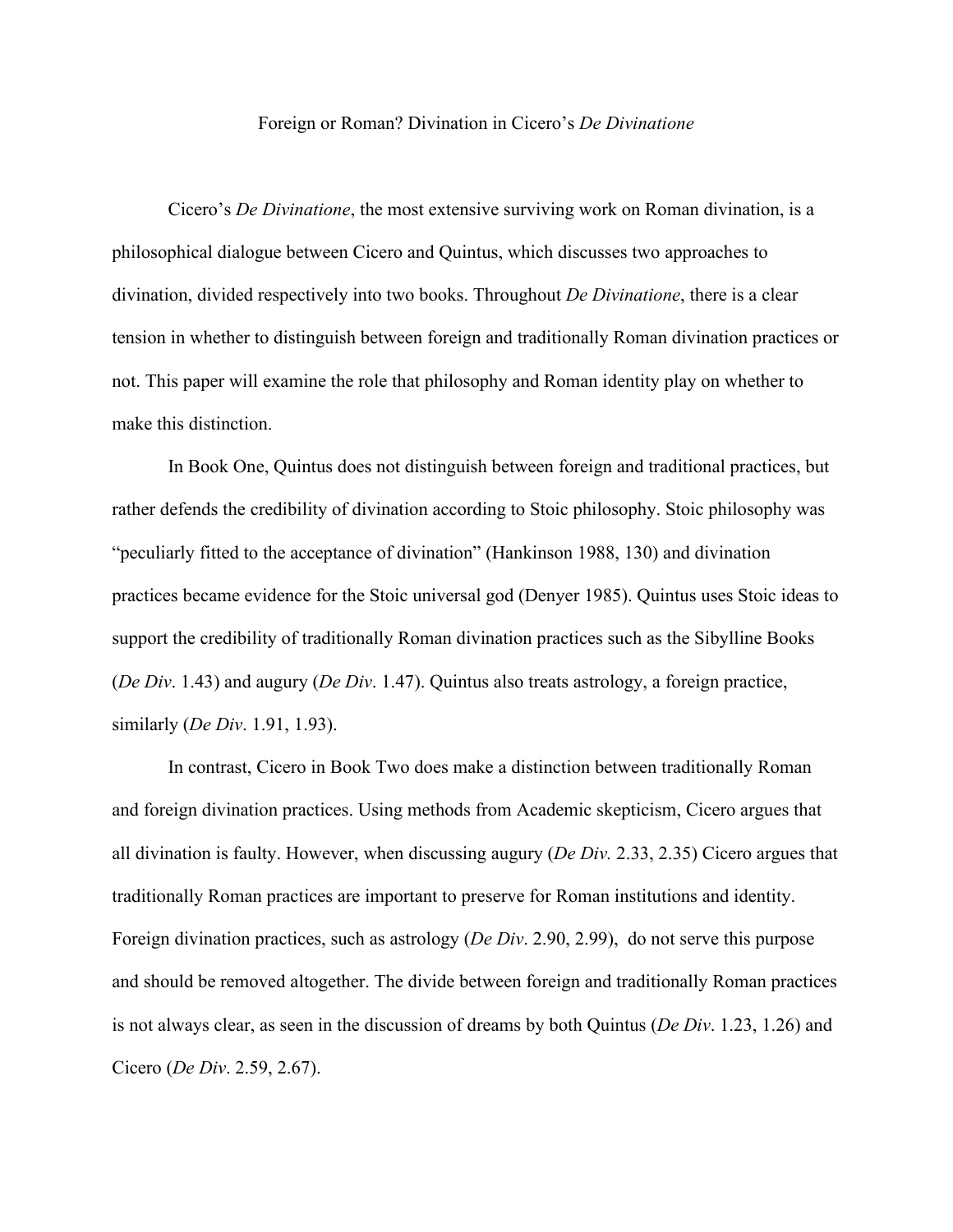# Foreign or Roman? Divination in Cicero's *De Divinatione*

Cicero's *De Divinatione*, the most extensive surviving work on Roman divination, is a philosophical dialogue between Cicero and Quintus, which discusses two approaches to divination, divided respectively into two books. Throughout *De Divinatione*, there is a clear tension in whether to distinguish between foreign and traditionally Roman divination practices or not. This paper will examine the role that philosophy and Roman identity play on whether to make this distinction.

In Book One, Quintus does not distinguish between foreign and traditional practices, but rather defends the credibility of divination according to Stoic philosophy. Stoic philosophy was "peculiarly fitted to the acceptance of divination" (Hankinson 1988, 130) and divination practices became evidence for the Stoic universal god (Denyer 1985). Quintus uses Stoic ideas to support the credibility of traditionally Roman divination practices such as the Sibylline Books (*De Div*. 1.43) and augury (*De Div*. 1.47). Quintus also treats astrology, a foreign practice, similarly (*De Div*. 1.91, 1.93).

In contrast, Cicero in Book Two does make a distinction between traditionally Roman and foreign divination practices. Using methods from Academic skepticism, Cicero argues that all divination is faulty. However, when discussing augury (*De Div.* 2.33, 2.35) Cicero argues that traditionally Roman practices are important to preserve for Roman institutions and identity. Foreign divination practices, such as astrology (*De Div*. 2.90, 2.99), do not serve this purpose and should be removed altogether. The divide between foreign and traditionally Roman practices is not always clear, as seen in the discussion of dreams by both Quintus (*De Div*. 1.23, 1.26) and Cicero (*De Div*. 2.59, 2.67).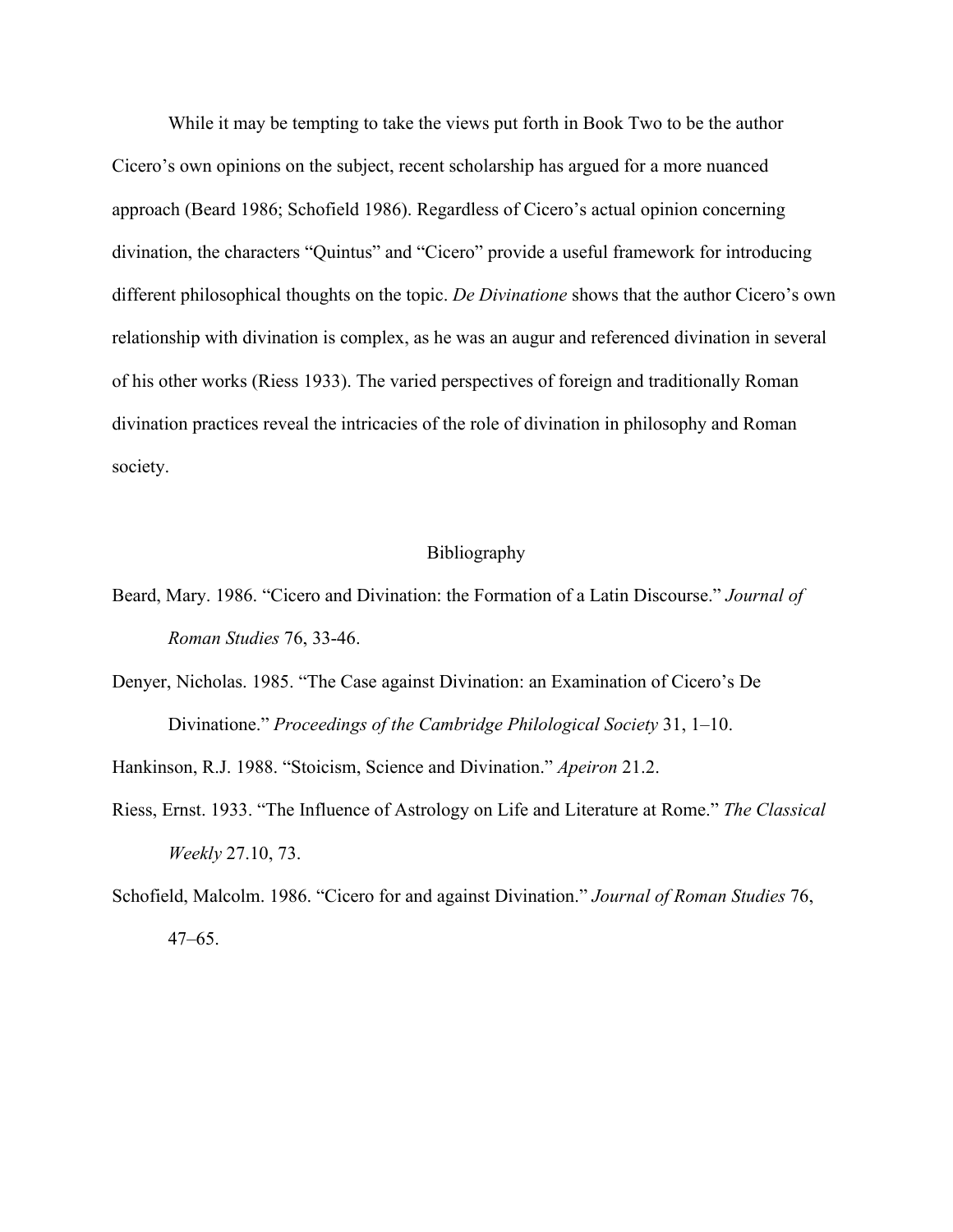While it may be tempting to take the views put forth in Book Two to be the author Cicero's own opinions on the subject, recent scholarship has argued for a more nuanced approach (Beard 1986; Schofield 1986). Regardless of Cicero's actual opinion concerning divination, the characters "Quintus" and "Cicero" provide a useful framework for introducing different philosophical thoughts on the topic. *De Divinatione* shows that the author Cicero's own relationship with divination is complex, as he was an augur and referenced divination in several of his other works (Riess 1933). The varied perspectives of foreign and traditionally Roman divination practices reveal the intricacies of the role of divination in philosophy and Roman society.

## Bibliography

Beard, Mary. 1986. "Cicero and Divination: the Formation of a Latin Discourse." *Journal of Roman Studies* 76, 33-46.

Denyer, Nicholas. 1985. "The Case against Divination: an Examination of Cicero's De Divinatione." *Proceedings of the Cambridge Philological Society* 31, 1–10.

Hankinson, R.J. 1988. "Stoicism, Science and Divination." *Apeiron* 21.2.

Riess, Ernst. 1933. "The Influence of Astrology on Life and Literature at Rome." *The Classical Weekly* 27.10, 73.

Schofield, Malcolm. 1986. "Cicero for and against Divination." *Journal of Roman Studies* 76, 47–65.